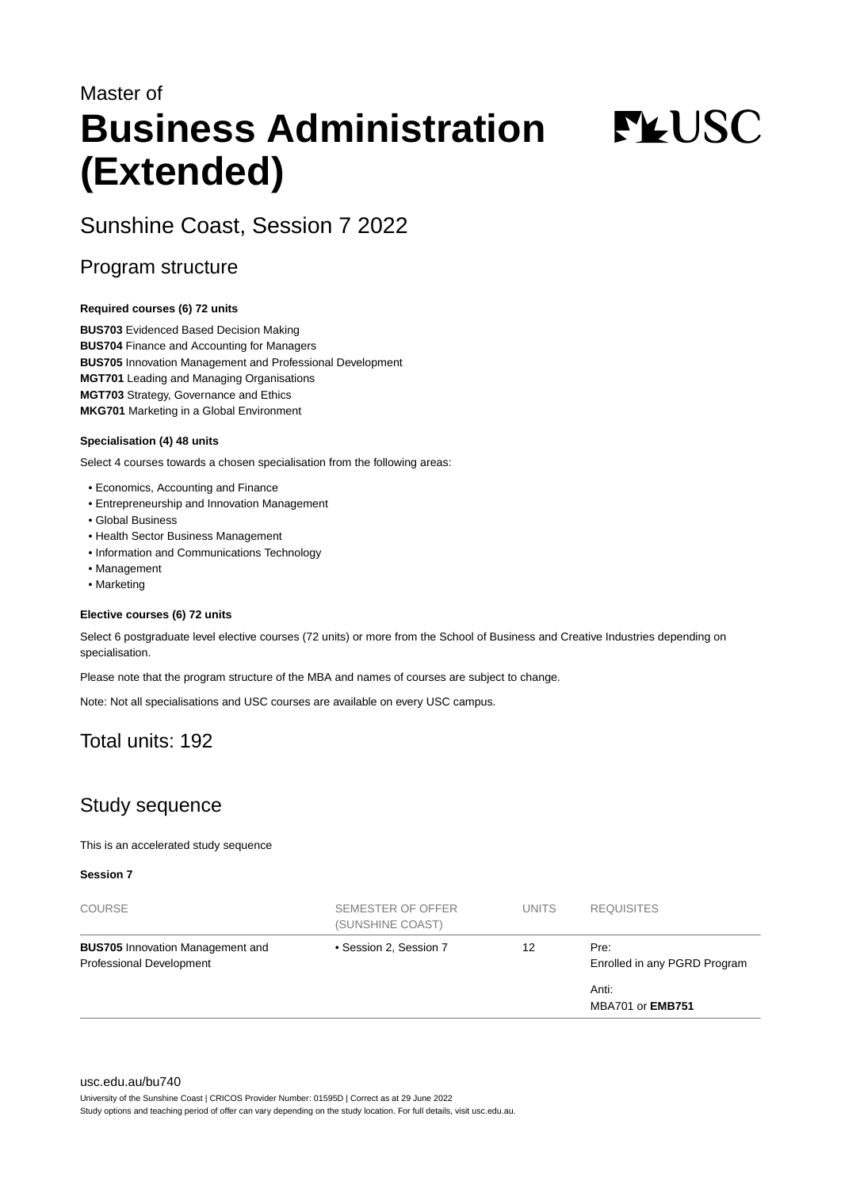Master of

# Business Administration (Extended)

## Sunshine Coast, Session 7 2022

## Program structure

**Required courses (6) 72 units**

**BUS703** Evidenced Based Decision Making
**BUS704** Finance and Accounting for Managers
**BUS705** Innovation Management and Professional Development
**MGT701** Leading and Managing Organisations
**MGT703** Strategy, Governance and Ethics
**MKG701** Marketing in a Global Environment

**Specialisation (4) 48 units**

Select 4 courses towards a chosen specialisation from the following areas:

- Economics, Accounting and Finance
- Entrepreneurship and Innovation Management
- Global Business
- Health Sector Business Management
- Information and Communications Technology
- Management
- Marketing

**Elective courses (6) 72 units**

Select 6 postgraduate level elective courses (72 units) or more from the School of Business and Creative Industries depending on specialisation.

Please note that the program structure of the MBA and names of courses are subject to change.

Note: Not all specialisations and USC courses are available on every USC campus.

## Total units: 192

## Study sequence

This is an accelerated study sequence

**Session 7**

| COURSE | SEMESTER OF OFFER (SUNSHINE COAST) | UNITS | REQUISITES |
|---|---|---|---|
| **BUS705** Innovation Management and Professional Development | • Session 2, Session 7 | 12 | Pre: Enrolled in any PGRD Program<br>Anti: MBA701 or **EMB751** |

usc.edu.au/bu740

University of the Sunshine Coast | CRICOS Provider Number: 01595D | Correct as at 29 June 2022
Study options and teaching period of offer can vary depending on the study location. For full details, visit usc.edu.au.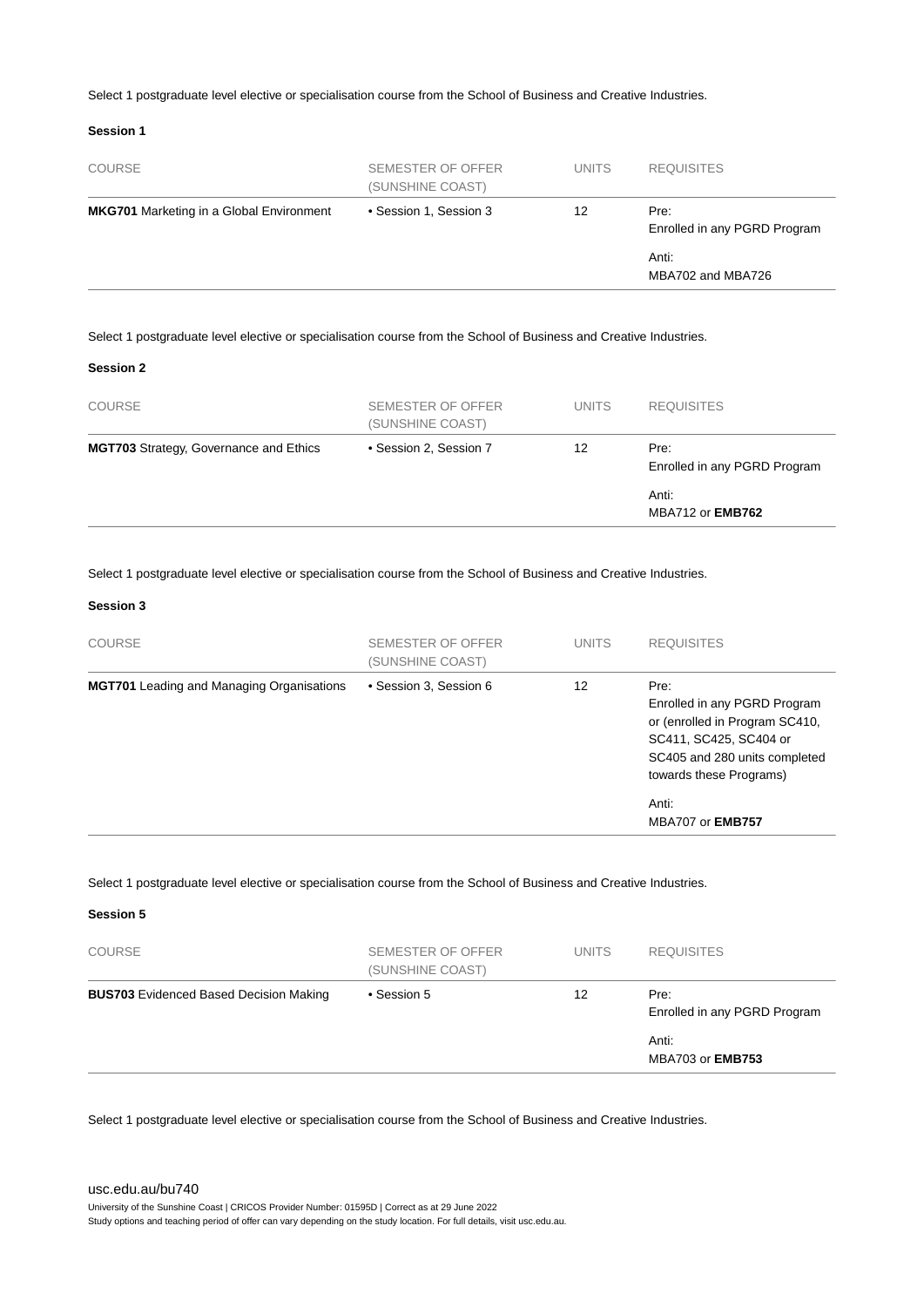Select 1 postgraduate level elective or specialisation course from the School of Business and Creative Industries.

**Session 1**

| COURSE | SEMESTER OF OFFER (SUNSHINE COAST) | UNITS | REQUISITES |
|---|---|---|---|
| **MKG701** Marketing in a Global Environment | • Session 1, Session 3 | 12 | Pre: Enrolled in any PGRD Program<br><br>Anti: MBA702 and MBA726 |

Select 1 postgraduate level elective or specialisation course from the School of Business and Creative Industries.

**Session 2**

| COURSE | SEMESTER OF OFFER (SUNSHINE COAST) | UNITS | REQUISITES |
|---|---|---|---|
| **MGT703** Strategy, Governance and Ethics | • Session 2, Session 7 | 12 | Pre: Enrolled in any PGRD Program<br><br>Anti: MBA712 or **EMB762** |

Select 1 postgraduate level elective or specialisation course from the School of Business and Creative Industries.

**Session 3**

| COURSE | SEMESTER OF OFFER (SUNSHINE COAST) | UNITS | REQUISITES |
|---|---|---|---|
| **MGT701** Leading and Managing Organisations | • Session 3, Session 6 | 12 | Pre: Enrolled in any PGRD Program or (enrolled in Program SC410, SC411, SC425, SC404 or SC405 and 280 units completed towards these Programs)<br><br>Anti: MBA707 or **EMB757** |

Select 1 postgraduate level elective or specialisation course from the School of Business and Creative Industries.

**Session 5**

| COURSE | SEMESTER OF OFFER (SUNSHINE COAST) | UNITS | REQUISITES |
|---|---|---|---|
| **BUS703** Evidenced Based Decision Making | • Session 5 | 12 | Pre: Enrolled in any PGRD Program<br><br>Anti: MBA703 or **EMB753** |

Select 1 postgraduate level elective or specialisation course from the School of Business and Creative Industries.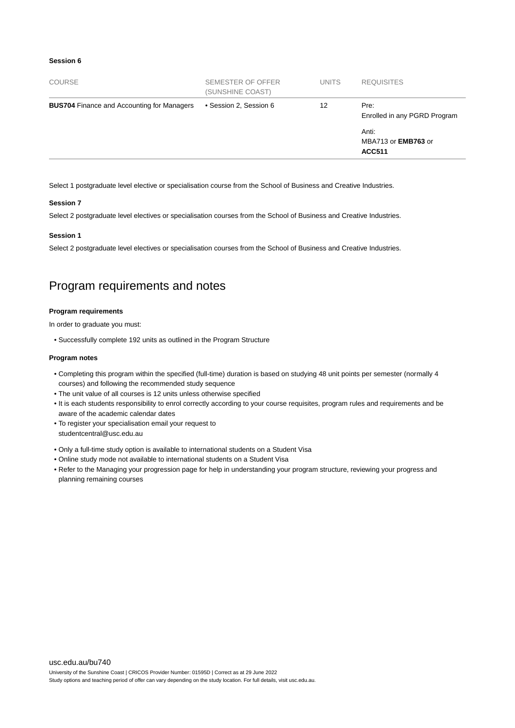**Session 6**

| COURSE | SEMESTER OF OFFER (SUNSHINE COAST) | UNITS | REQUISITES |
|---|---|---|---|
| **BUS704** Finance and Accounting for Managers | • Session 2, Session 6 | 12 | Pre: Enrolled in any PGRD Program<br><br>Anti: MBA713 or **EMB763** or **ACC511** |

Select 1 postgraduate level elective or specialisation course from the School of Business and Creative Industries.

**Session 7**

Select 2 postgraduate level electives or specialisation courses from the School of Business and Creative Industries.

**Session 1**

Select 2 postgraduate level electives or specialisation courses from the School of Business and Creative Industries.

## Program requirements and notes

**Program requirements**

In order to graduate you must:

- Successfully complete 192 units as outlined in the Program Structure

**Program notes**

- Completing this program within the specified (full-time) duration is based on studying 48 unit points per semester (normally 4 courses) and following the recommended study sequence
- The unit value of all courses is 12 units unless otherwise specified
- It is each students responsibility to enrol correctly according to your course requisites, program rules and requirements and be aware of the academic calendar dates
- To register your specialisation email your request to studentcentral@usc.edu.au
- Only a full-time study option is available to international students on a Student Visa
- Online study mode not available to international students on a Student Visa
- Refer to the Managing your progression page for help in understanding your program structure, reviewing your progress and planning remaining courses